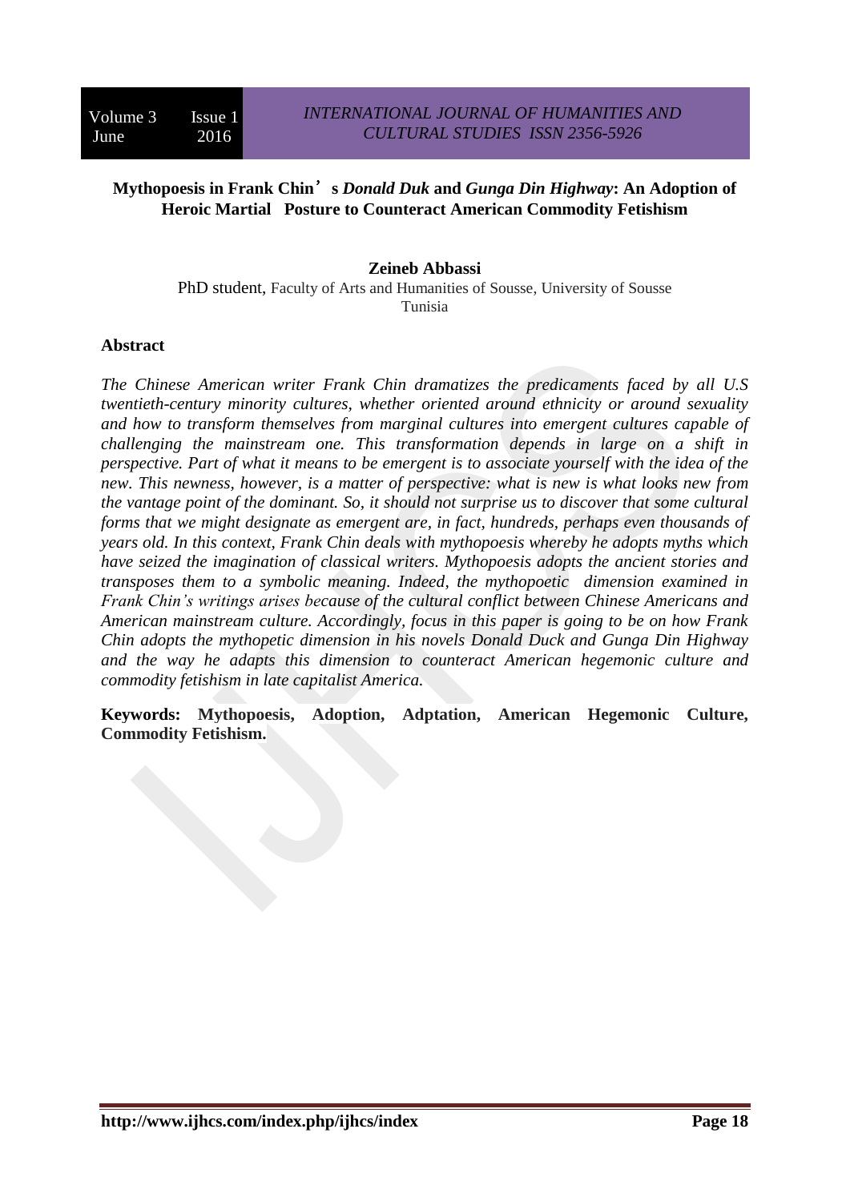# Mythopoesis in Frank Chin's *Donald Duk* and *Gunga Din Highway*: An Adoption of Heroic Martial Posture to Counteract American Commodity Fetishism

**Zeineb Abbassi**

PhD student, Faculty of Arts and Humanities of Sousse, University of Sousse
Tunisia

## Abstract

*The Chinese American writer Frank Chin dramatizes the predicaments faced by all U.S twentieth-century minority cultures, whether oriented around ethnicity or around sexuality and how to transform themselves from marginal cultures into emergent cultures capable of challenging the mainstream one. This transformation depends in large on a shift in perspective. Part of what it means to be emergent is to associate yourself with the idea of the new. This newness, however, is a matter of perspective: what is new is what looks new from the vantage point of the dominant. So, it should not surprise us to discover that some cultural forms that we might designate as emergent are, in fact, hundreds, perhaps even thousands of years old. In this context, Frank Chin deals with mythopoesis whereby he adopts myths which have seized the imagination of classical writers. Mythopoesis adopts the ancient stories and transposes them to a symbolic meaning. Indeed, the mythopoetic dimension examined in Frank Chin's writings arises because of the cultural conflict between Chinese Americans and American mainstream culture. Accordingly, focus in this paper is going to be on how Frank Chin adopts the mythopetic dimension in his novels Donald Duck and Gunga Din Highway and the way he adapts this dimension to counteract American hegemonic culture and commodity fetishism in late capitalist America.*

**Keywords: Mythopoesis, Adoption, Adptation, American Hegemonic Culture, Commodity Fetishism.**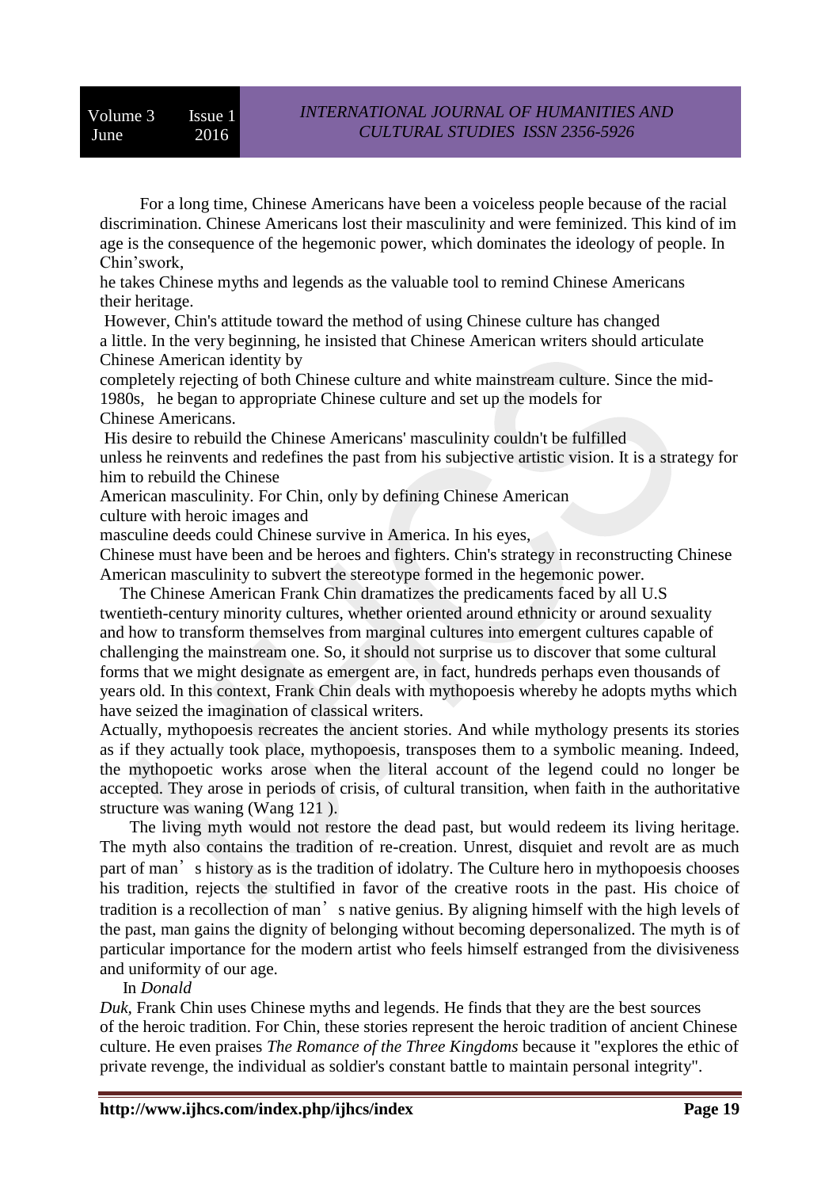For a long time, Chinese Americans have been a voiceless people because of the racial discrimination. Chinese Americans lost their masculinity and were feminized. This kind of im age is the consequence of the hegemonic power, which dominates the ideology of people. In Chin'swork, he takes Chinese myths and legends as the valuable tool to remind Chinese Americans their heritage.

However, Chin's attitude toward the method of using Chinese culture has changed a little. In the very beginning, he insisted that Chinese American writers should articulate Chinese American identity by completely rejecting of both Chinese culture and white mainstream culture. Since the mid-1980s, he began to appropriate Chinese culture and set up the models for Chinese Americans.

His desire to rebuild the Chinese Americans' masculinity couldn't be fulfilled unless he reinvents and redefines the past from his subjective artistic vision. It is a strategy for him to rebuild the Chinese American masculinity. For Chin, only by defining Chinese American culture with heroic images and masculine deeds could Chinese survive in America. In his eyes, Chinese must have been and be heroes and fighters. Chin's strategy in reconstructing Chinese American masculinity to subvert the stereotype formed in the hegemonic power.

The Chinese American Frank Chin dramatizes the predicaments faced by all U.S twentieth-century minority cultures, whether oriented around ethnicity or around sexuality and how to transform themselves from marginal cultures into emergent cultures capable of challenging the mainstream one. So, it should not surprise us to discover that some cultural forms that we might designate as emergent are, in fact, hundreds perhaps even thousands of years old. In this context, Frank Chin deals with mythopoesis whereby he adopts myths which have seized the imagination of classical writers.

Actually, mythopoesis recreates the ancient stories. And while mythology presents its stories as if they actually took place, mythopoesis, transposes them to a symbolic meaning. Indeed, the mythopoetic works arose when the literal account of the legend could no longer be accepted. They arose in periods of crisis, of cultural transition, when faith in the authoritative structure was waning (Wang 121 ).

The living myth would not restore the dead past, but would redeem its living heritage. The myth also contains the tradition of re-creation. Unrest, disquiet and revolt are as much part of man's history as is the tradition of idolatry. The Culture hero in mythopoesis chooses his tradition, rejects the stultified in favor of the creative roots in the past. His choice of tradition is a recollection of man's native genius. By aligning himself with the high levels of the past, man gains the dignity of belonging without becoming depersonalized. The myth is of particular importance for the modern artist who feels himself estranged from the divisiveness and uniformity of our age.

In *Donald Duk*, Frank Chin uses Chinese myths and legends. He finds that they are the best sources of the heroic tradition. For Chin, these stories represent the heroic tradition of ancient Chinese culture. He even praises *The Romance of the Three Kingdoms* because it "explores the ethic of private revenge, the individual as soldier's constant battle to maintain personal integrity".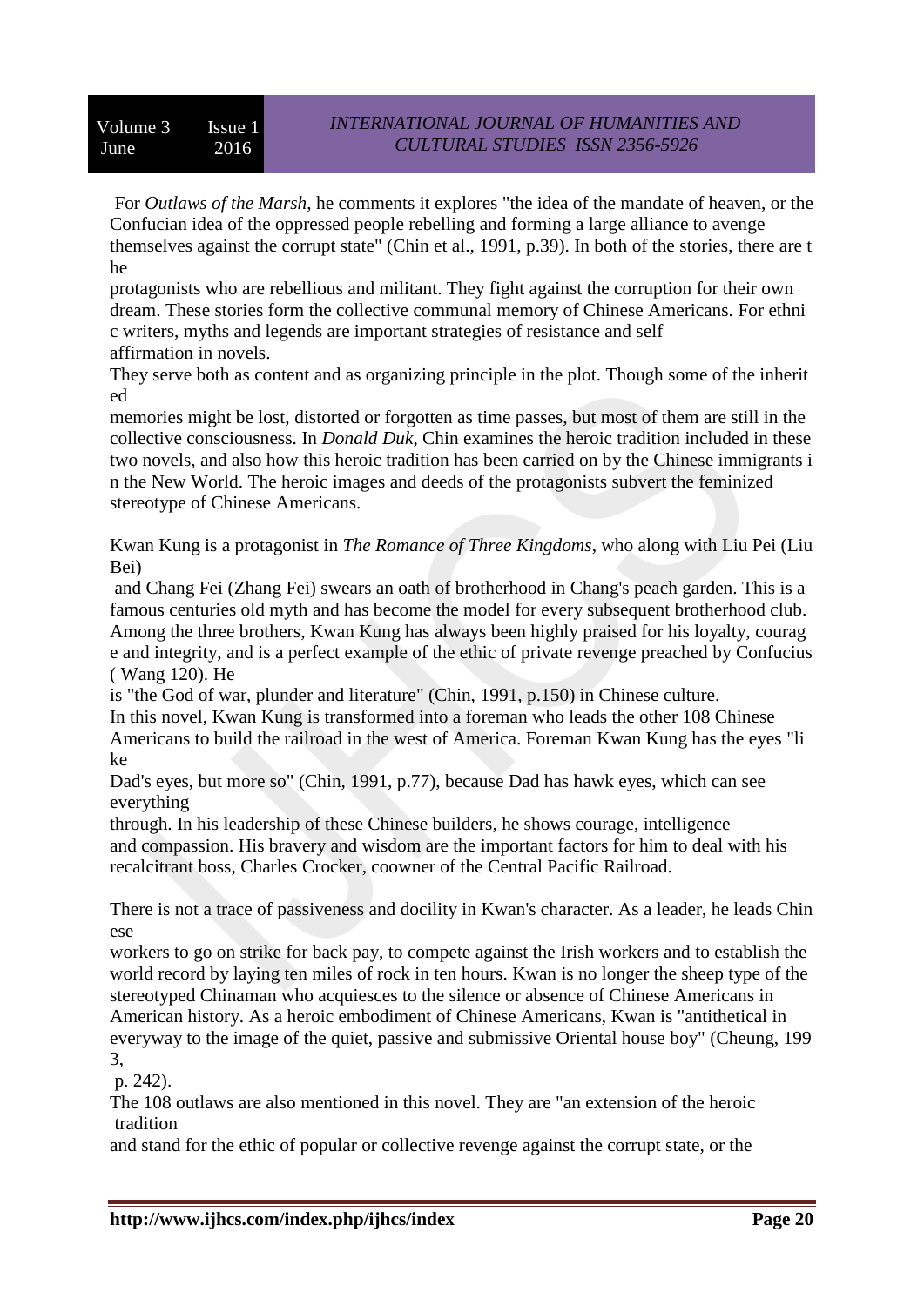For *Outlaws of the Marsh*, he comments it explores "the idea of the mandate of heaven, or the Confucian idea of the oppressed people rebelling and forming a large alliance to avenge themselves against the corrupt state" (Chin et al., 1991, p.39). In both of the stories, there are the protagonists who are rebellious and militant. They fight against the corruption for their own dream. These stories form the collective communal memory of Chinese Americans. For ethnic writers, myths and legends are important strategies of resistance and self affirmation in novels.

They serve both as content and as organizing principle in the plot. Though some of the inherited memories might be lost, distorted or forgotten as time passes, but most of them are still in the collective consciousness. In *Donald Duk*, Chin examines the heroic tradition included in these two novels, and also how this heroic tradition has been carried on by the Chinese immigrants in the New World. The heroic images and deeds of the protagonists subvert the feminized stereotype of Chinese Americans.

Kwan Kung is a protagonist in *The Romance of Three Kingdoms*, who along with Liu Pei (Liu Bei) and Chang Fei (Zhang Fei) swears an oath of brotherhood in Chang's peach garden. This is a famous centuries old myth and has become the model for every subsequent brotherhood club. Among the three brothers, Kwan Kung has always been highly praised for his loyalty, courage and integrity, and is a perfect example of the ethic of private revenge preached by Confucius ( Wang 120). He is "the God of war, plunder and literature" (Chin, 1991, p.150) in Chinese culture.

In this novel, Kwan Kung is transformed into a foreman who leads the other 108 Chinese Americans to build the railroad in the west of America. Foreman Kwan Kung has the eyes "like Dad's eyes, but more so" (Chin, 1991, p.77), because Dad has hawk eyes, which can see everything through. In his leadership of these Chinese builders, he shows courage, intelligence and compassion. His bravery and wisdom are the important factors for him to deal with his recalcitrant boss, Charles Crocker, coowner of the Central Pacific Railroad.

There is not a trace of passiveness and docility in Kwan's character. As a leader, he leads Chinese workers to go on strike for back pay, to compete against the Irish workers and to establish the world record by laying ten miles of rock in ten hours. Kwan is no longer the sheep type of the stereotyped Chinaman who acquiesces to the silence or absence of Chinese Americans in American history. As a heroic embodiment of Chinese Americans, Kwan is "antithetical in everyway to the image of the quiet, passive and submissive Oriental house boy" (Cheung, 1993, p. 242).

The 108 outlaws are also mentioned in this novel. They are "an extension of the heroic tradition and stand for the ethic of popular or collective revenge against the corrupt state, or the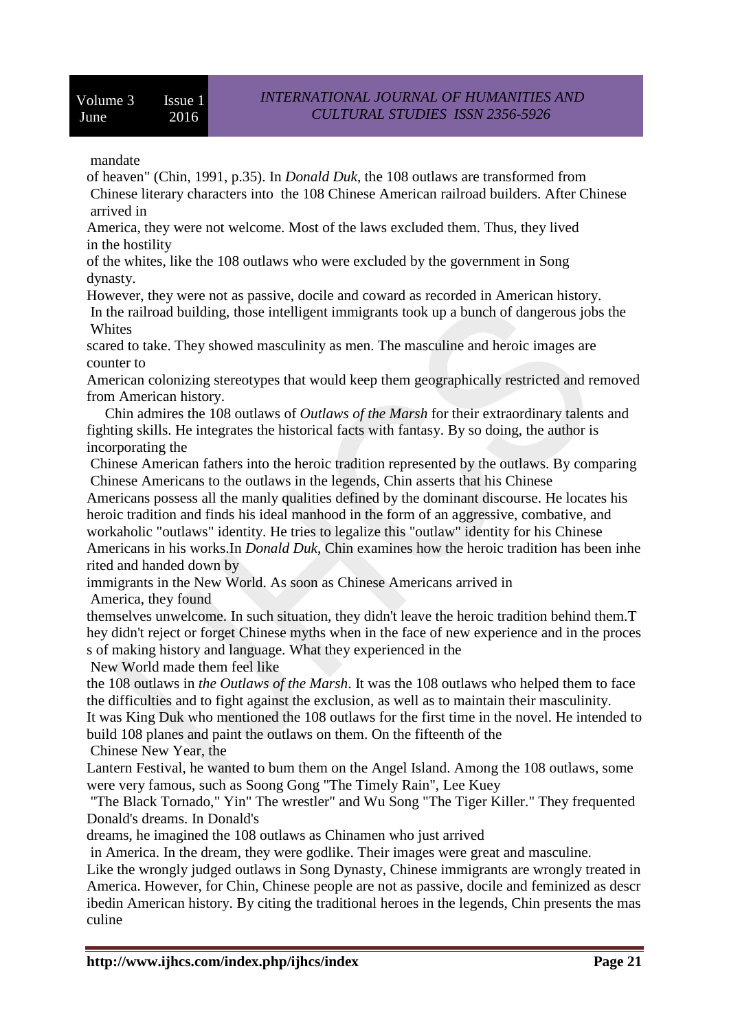mandate of heaven" (Chin, 1991, p.35). In *Donald Duk*, the 108 outlaws are transformed from Chinese literary characters into the 108 Chinese American railroad builders. After Chinese arrived in America, they were not welcome. Most of the laws excluded them. Thus, they lived in the hostility of the whites, like the 108 outlaws who were excluded by the government in Song dynasty. However, they were not as passive, docile and coward as recorded in American history. In the railroad building, those intelligent immigrants took up a bunch of dangerous jobs the Whites scared to take. They showed masculinity as men. The masculine and heroic images are counter to American colonizing stereotypes that would keep them geographically restricted and removed from American history.

Chin admires the 108 outlaws of *Outlaws of the Marsh* for their extraordinary talents and fighting skills. He integrates the historical facts with fantasy. By so doing, the author is incorporating the Chinese American fathers into the heroic tradition represented by the outlaws. By comparing Chinese Americans to the outlaws in the legends, Chin asserts that his Chinese Americans possess all the manly qualities defined by the dominant discourse. He locates his heroic tradition and finds his ideal manhood in the form of an aggressive, combative, and workaholic "outlaws" identity. He tries to legalize this "outlaw" identity for his Chinese Americans in his works.In *Donald Duk*, Chin examines how the heroic tradition has been inherited and handed down by immigrants in the New World. As soon as Chinese Americans arrived in America, they found themselves unwelcome. In such situation, they didn't leave the heroic tradition behind them.They didn't reject or forget Chinese myths when in the face of new experience and in the process of making history and language. What they experienced in the New World made them feel like the 108 outlaws in *the Outlaws of the Marsh*. It was the 108 outlaws who helped them to face the difficulties and to fight against the exclusion, as well as to maintain their masculinity. It was King Duk who mentioned the 108 outlaws for the first time in the novel. He intended to build 108 planes and paint the outlaws on them. On the fifteenth of the Chinese New Year, the Lantern Festival, he wanted to bum them on the Angel Island. Among the 108 outlaws, some were very famous, such as Soong Gong "The Timely Rain", Lee Kuey "The Black Tornado," Yin" The wrestler" and Wu Song "The Tiger Killer." They frequented Donald's dreams. In Donald's dreams, he imagined the 108 outlaws as Chinamen who just arrived in America. In the dream, they were godlike. Their images were great and masculine. Like the wrongly judged outlaws in Song Dynasty, Chinese immigrants are wrongly treated in America. However, for Chin, Chinese people are not as passive, docile and feminized as describedin American history. By citing the traditional heroes in the legends, Chin presents the masculine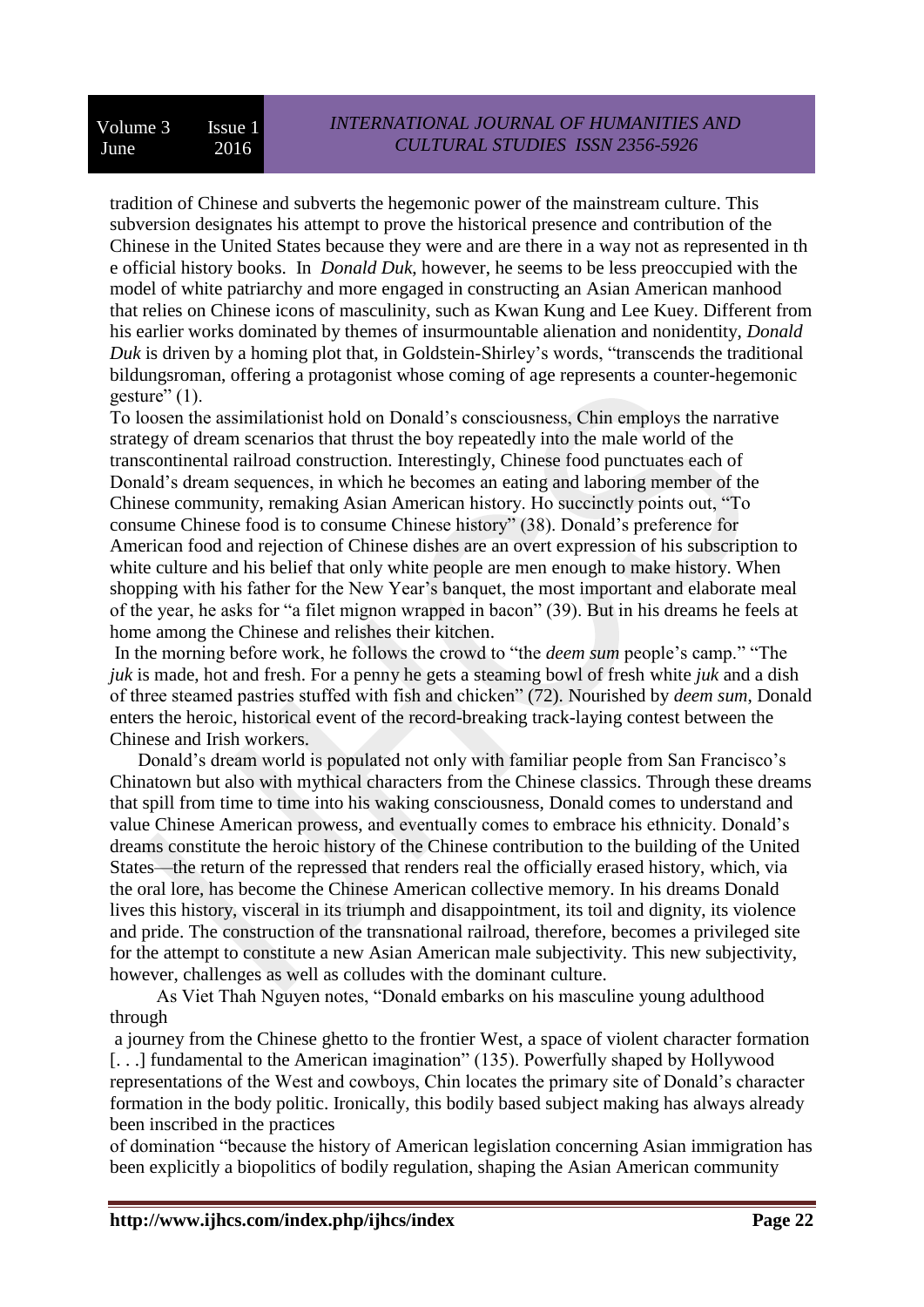tradition of Chinese and subverts the hegemonic power of the mainstream culture. This subversion designates his attempt to prove the historical presence and contribution of the Chinese in the United States because they were and are there in a way not as represented in th e official history books. In *Donald Duk*, however, he seems to be less preoccupied with the model of white patriarchy and more engaged in constructing an Asian American manhood that relies on Chinese icons of masculinity, such as Kwan Kung and Lee Kuey. Different from his earlier works dominated by themes of insurmountable alienation and nonidentity, *Donald Duk* is driven by a homing plot that, in Goldstein-Shirley's words, "transcends the traditional bildungsroman, offering a protagonist whose coming of age represents a counter-hegemonic gesture" (1).

To loosen the assimilationist hold on Donald's consciousness, Chin employs the narrative strategy of dream scenarios that thrust the boy repeatedly into the male world of the transcontinental railroad construction. Interestingly, Chinese food punctuates each of Donald's dream sequences, in which he becomes an eating and laboring member of the Chinese community, remaking Asian American history. Ho succinctly points out, "To consume Chinese food is to consume Chinese history" (38). Donald's preference for American food and rejection of Chinese dishes are an overt expression of his subscription to white culture and his belief that only white people are men enough to make history. When shopping with his father for the New Year's banquet, the most important and elaborate meal of the year, he asks for "a filet mignon wrapped in bacon" (39). But in his dreams he feels at home among the Chinese and relishes their kitchen.

In the morning before work, he follows the crowd to "the *deem sum* people's camp." "The *juk* is made, hot and fresh. For a penny he gets a steaming bowl of fresh white *juk* and a dish of three steamed pastries stuffed with fish and chicken" (72). Nourished by *deem sum*, Donald enters the heroic, historical event of the record-breaking track-laying contest between the Chinese and Irish workers.

Donald's dream world is populated not only with familiar people from San Francisco's Chinatown but also with mythical characters from the Chinese classics. Through these dreams that spill from time to time into his waking consciousness, Donald comes to understand and value Chinese American prowess, and eventually comes to embrace his ethnicity. Donald's dreams constitute the heroic history of the Chinese contribution to the building of the United States—the return of the repressed that renders real the officially erased history, which, via the oral lore, has become the Chinese American collective memory. In his dreams Donald lives this history, visceral in its triumph and disappointment, its toil and dignity, its violence and pride. The construction of the transnational railroad, therefore, becomes a privileged site for the attempt to constitute a new Asian American male subjectivity. This new subjectivity, however, challenges as well as colludes with the dominant culture.

As Viet Thah Nguyen notes, "Donald embarks on his masculine young adulthood through a journey from the Chinese ghetto to the frontier West, a space of violent character formation [. . .] fundamental to the American imagination" (135). Powerfully shaped by Hollywood representations of the West and cowboys, Chin locates the primary site of Donald's character formation in the body politic. Ironically, this bodily based subject making has always already been inscribed in the practices of domination "because the history of American legislation concerning Asian immigration has been explicitly a biopolitics of bodily regulation, shaping the Asian American community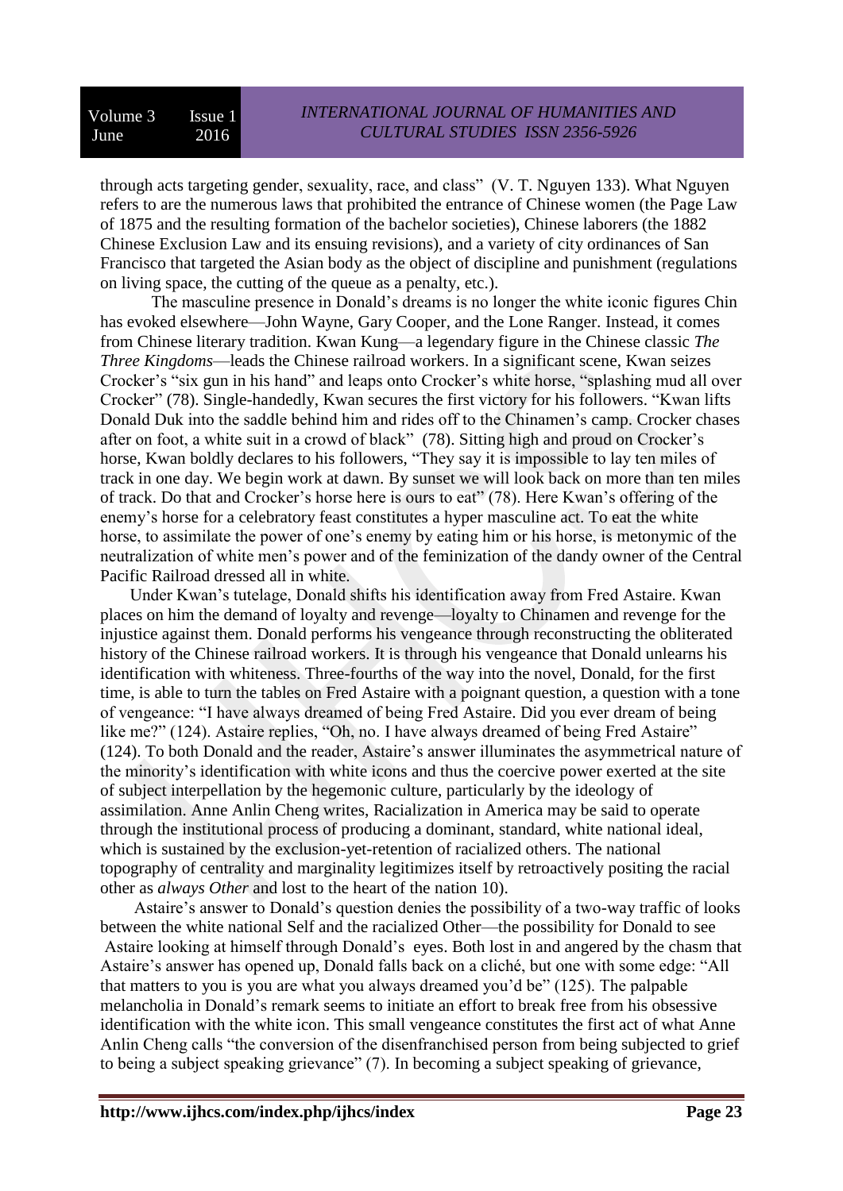through acts targeting gender, sexuality, race, and class" (V. T. Nguyen 133). What Nguyen refers to are the numerous laws that prohibited the entrance of Chinese women (the Page Law of 1875 and the resulting formation of the bachelor societies), Chinese laborers (the 1882 Chinese Exclusion Law and its ensuing revisions), and a variety of city ordinances of San Francisco that targeted the Asian body as the object of discipline and punishment (regulations on living space, the cutting of the queue as a penalty, etc.).

The masculine presence in Donald's dreams is no longer the white iconic figures Chin has evoked elsewhere—John Wayne, Gary Cooper, and the Lone Ranger. Instead, it comes from Chinese literary tradition. Kwan Kung—a legendary figure in the Chinese classic *The Three Kingdoms*—leads the Chinese railroad workers. In a significant scene, Kwan seizes Crocker's "six gun in his hand" and leaps onto Crocker's white horse, "splashing mud all over Crocker" (78). Single-handedly, Kwan secures the first victory for his followers. "Kwan lifts Donald Duk into the saddle behind him and rides off to the Chinamen's camp. Crocker chases after on foot, a white suit in a crowd of black" (78). Sitting high and proud on Crocker's horse, Kwan boldly declares to his followers, "They say it is impossible to lay ten miles of track in one day. We begin work at dawn. By sunset we will look back on more than ten miles of track. Do that and Crocker's horse here is ours to eat" (78). Here Kwan's offering of the enemy's horse for a celebratory feast constitutes a hyper masculine act. To eat the white horse, to assimilate the power of one's enemy by eating him or his horse, is metonymic of the neutralization of white men's power and of the feminization of the dandy owner of the Central Pacific Railroad dressed all in white.

Under Kwan's tutelage, Donald shifts his identification away from Fred Astaire. Kwan places on him the demand of loyalty and revenge—loyalty to Chinamen and revenge for the injustice against them. Donald performs his vengeance through reconstructing the obliterated history of the Chinese railroad workers. It is through his vengeance that Donald unlearns his identification with whiteness. Three-fourths of the way into the novel, Donald, for the first time, is able to turn the tables on Fred Astaire with a poignant question, a question with a tone of vengeance: "I have always dreamed of being Fred Astaire. Did you ever dream of being like me?" (124). Astaire replies, "Oh, no. I have always dreamed of being Fred Astaire" (124). To both Donald and the reader, Astaire's answer illuminates the asymmetrical nature of the minority's identification with white icons and thus the coercive power exerted at the site of subject interpellation by the hegemonic culture, particularly by the ideology of assimilation. Anne Anlin Cheng writes, Racialization in America may be said to operate through the institutional process of producing a dominant, standard, white national ideal, which is sustained by the exclusion-yet-retention of racialized others. The national topography of centrality and marginality legitimizes itself by retroactively positing the racial other as *always Other* and lost to the heart of the nation 10).

Astaire's answer to Donald's question denies the possibility of a two-way traffic of looks between the white national Self and the racialized Other—the possibility for Donald to see Astaire looking at himself through Donald's eyes. Both lost in and angered by the chasm that Astaire's answer has opened up, Donald falls back on a cliché, but one with some edge: "All that matters to you is you are what you always dreamed you'd be" (125). The palpable melancholia in Donald's remark seems to initiate an effort to break free from his obsessive identification with the white icon. This small vengeance constitutes the first act of what Anne Anlin Cheng calls "the conversion of the disenfranchised person from being subjected to grief to being a subject speaking grievance" (7). In becoming a subject speaking of grievance,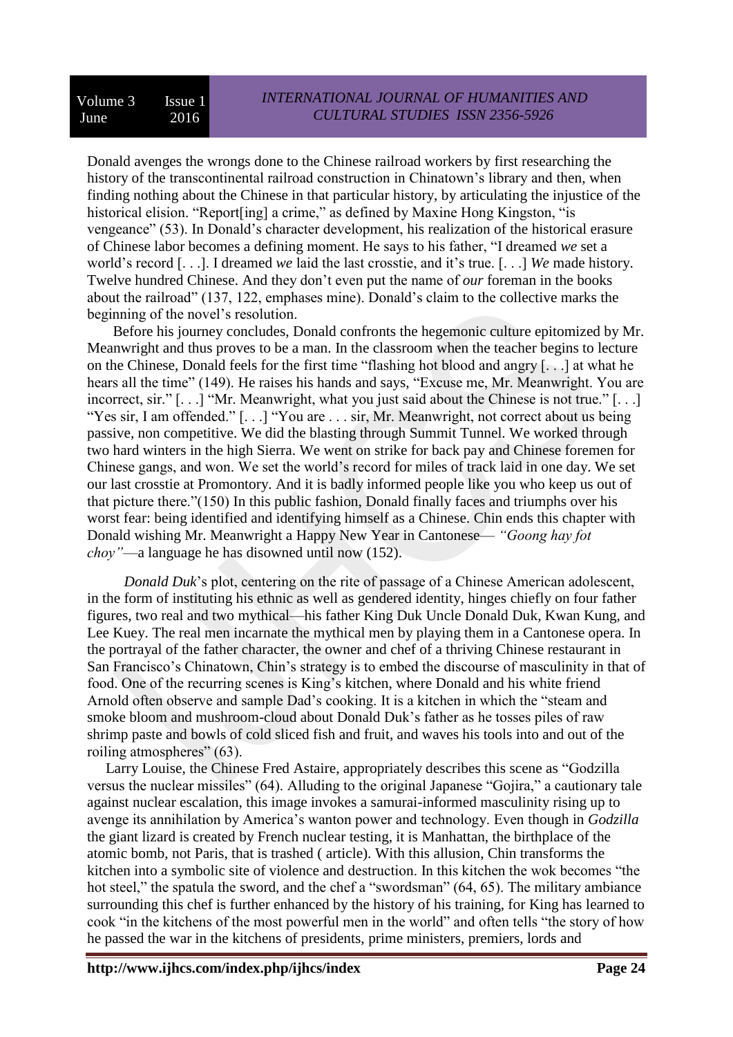Donald avenges the wrongs done to the Chinese railroad workers by first researching the history of the transcontinental railroad construction in Chinatown's library and then, when finding nothing about the Chinese in that particular history, by articulating the injustice of the historical elision. "Report[ing] a crime," as defined by Maxine Hong Kingston, "is vengeance" (53). In Donald's character development, his realization of the historical erasure of Chinese labor becomes a defining moment. He says to his father, "I dreamed *we* set a world's record [. . .]. I dreamed *we* laid the last crosstie, and it's true. [. . .] *We* made history. Twelve hundred Chinese. And they don't even put the name of *our* foreman in the books about the railroad" (137, 122, emphases mine). Donald's claim to the collective marks the beginning of the novel's resolution.

Before his journey concludes, Donald confronts the hegemonic culture epitomized by Mr. Meanwright and thus proves to be a man. In the classroom when the teacher begins to lecture on the Chinese, Donald feels for the first time "flashing hot blood and angry [. . .] at what he hears all the time" (149). He raises his hands and says, "Excuse me, Mr. Meanwright. You are incorrect, sir." [. . .] "Mr. Meanwright, what you just said about the Chinese is not true." [. . .] "Yes sir, I am offended." [. . .] "You are . . . sir, Mr. Meanwright, not correct about us being passive, non competitive. We did the blasting through Summit Tunnel. We worked through two hard winters in the high Sierra. We went on strike for back pay and Chinese foremen for Chinese gangs, and won. We set the world's record for miles of track laid in one day. We set our last crosstie at Promontory. And it is badly informed people like you who keep us out of that picture there."(150) In this public fashion, Donald finally faces and triumphs over his worst fear: being identified and identifying himself as a Chinese. Chin ends this chapter with Donald wishing Mr. Meanwright a Happy New Year in Cantonese— *"Goong hay fot choy"*—a language he has disowned until now (152).

*Donald Duk*'s plot, centering on the rite of passage of a Chinese American adolescent, in the form of instituting his ethnic as well as gendered identity, hinges chiefly on four father figures, two real and two mythical—his father King Duk Uncle Donald Duk, Kwan Kung, and Lee Kuey. The real men incarnate the mythical men by playing them in a Cantonese opera. In the portrayal of the father character, the owner and chef of a thriving Chinese restaurant in San Francisco's Chinatown, Chin's strategy is to embed the discourse of masculinity in that of food. One of the recurring scenes is King's kitchen, where Donald and his white friend Arnold often observe and sample Dad's cooking. It is a kitchen in which the "steam and smoke bloom and mushroom-cloud about Donald Duk's father as he tosses piles of raw shrimp paste and bowls of cold sliced fish and fruit, and waves his tools into and out of the roiling atmospheres" (63).

Larry Louise, the Chinese Fred Astaire, appropriately describes this scene as "Godzilla versus the nuclear missiles" (64). Alluding to the original Japanese "Gojira," a cautionary tale against nuclear escalation, this image invokes a samurai-informed masculinity rising up to avenge its annihilation by America's wanton power and technology. Even though in *Godzilla* the giant lizard is created by French nuclear testing, it is Manhattan, the birthplace of the atomic bomb, not Paris, that is trashed ( article). With this allusion, Chin transforms the kitchen into a symbolic site of violence and destruction. In this kitchen the wok becomes "the hot steel," the spatula the sword, and the chef a "swordsman" (64, 65). The military ambiance surrounding this chef is further enhanced by the history of his training, for King has learned to cook "in the kitchens of the most powerful men in the world" and often tells "the story of how he passed the war in the kitchens of presidents, prime ministers, premiers, lords and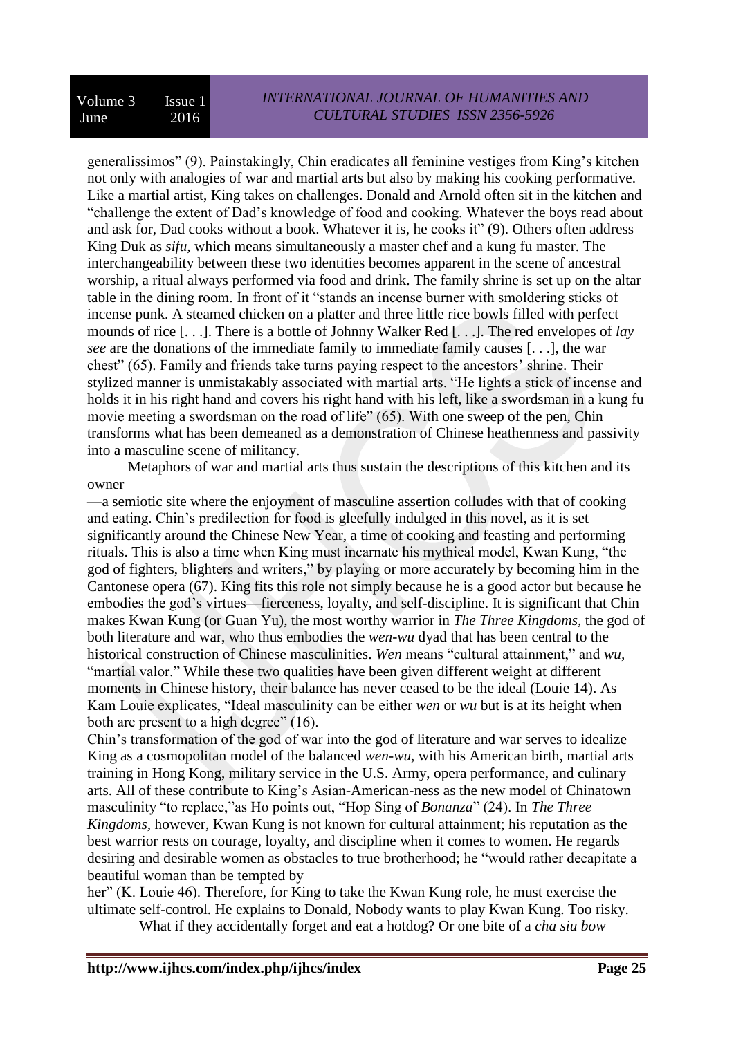generalissimos" (9). Painstakingly, Chin eradicates all feminine vestiges from King's kitchen not only with analogies of war and martial arts but also by making his cooking performative. Like a martial artist, King takes on challenges. Donald and Arnold often sit in the kitchen and "challenge the extent of Dad's knowledge of food and cooking. Whatever the boys read about and ask for, Dad cooks without a book. Whatever it is, he cooks it" (9). Others often address King Duk as *sifu,* which means simultaneously a master chef and a kung fu master. The interchangeability between these two identities becomes apparent in the scene of ancestral worship, a ritual always performed via food and drink. The family shrine is set up on the altar table in the dining room. In front of it "stands an incense burner with smoldering sticks of incense punk. A steamed chicken on a platter and three little rice bowls filled with perfect mounds of rice [. . .]. There is a bottle of Johnny Walker Red [. . .]. The red envelopes of *lay see* are the donations of the immediate family to immediate family causes [. . .], the war chest" (65). Family and friends take turns paying respect to the ancestors' shrine. Their stylized manner is unmistakably associated with martial arts. "He lights a stick of incense and holds it in his right hand and covers his right hand with his left, like a swordsman in a kung fu movie meeting a swordsman on the road of life" (65). With one sweep of the pen, Chin transforms what has been demeaned as a demonstration of Chinese heathenness and passivity into a masculine scene of militancy.

Metaphors of war and martial arts thus sustain the descriptions of this kitchen and its owner —a semiotic site where the enjoyment of masculine assertion colludes with that of cooking and eating. Chin's predilection for food is gleefully indulged in this novel, as it is set significantly around the Chinese New Year, a time of cooking and feasting and performing rituals. This is also a time when King must incarnate his mythical model, Kwan Kung, "the god of fighters, blighters and writers," by playing or more accurately by becoming him in the Cantonese opera (67). King fits this role not simply because he is a good actor but because he embodies the god's virtues—fierceness, loyalty, and self-discipline. It is significant that Chin makes Kwan Kung (or Guan Yu), the most worthy warrior in *The Three Kingdoms,* the god of both literature and war, who thus embodies the *wen-wu* dyad that has been central to the historical construction of Chinese masculinities. *Wen* means "cultural attainment," and *wu,* "martial valor." While these two qualities have been given different weight at different moments in Chinese history, their balance has never ceased to be the ideal (Louie 14). As Kam Louie explicates, "Ideal masculinity can be either *wen* or *wu* but is at its height when both are present to a high degree" (16).

Chin's transformation of the god of war into the god of literature and war serves to idealize King as a cosmopolitan model of the balanced *wen-wu,* with his American birth, martial arts training in Hong Kong, military service in the U.S. Army, opera performance, and culinary arts. All of these contribute to King's Asian-American-ness as the new model of Chinatown masculinity "to replace,"as Ho points out, "Hop Sing of *Bonanza*" (24). In *The Three Kingdoms,* however, Kwan Kung is not known for cultural attainment; his reputation as the best warrior rests on courage, loyalty, and discipline when it comes to women. He regards desiring and desirable women as obstacles to true brotherhood; he "would rather decapitate a beautiful woman than be tempted by her" (K. Louie 46). Therefore, for King to take the Kwan Kung role, he must exercise the ultimate self-control. He explains to Donald, Nobody wants to play Kwan Kung. Too risky.

What if they accidentally forget and eat a hotdog? Or one bite of a *cha siu bow*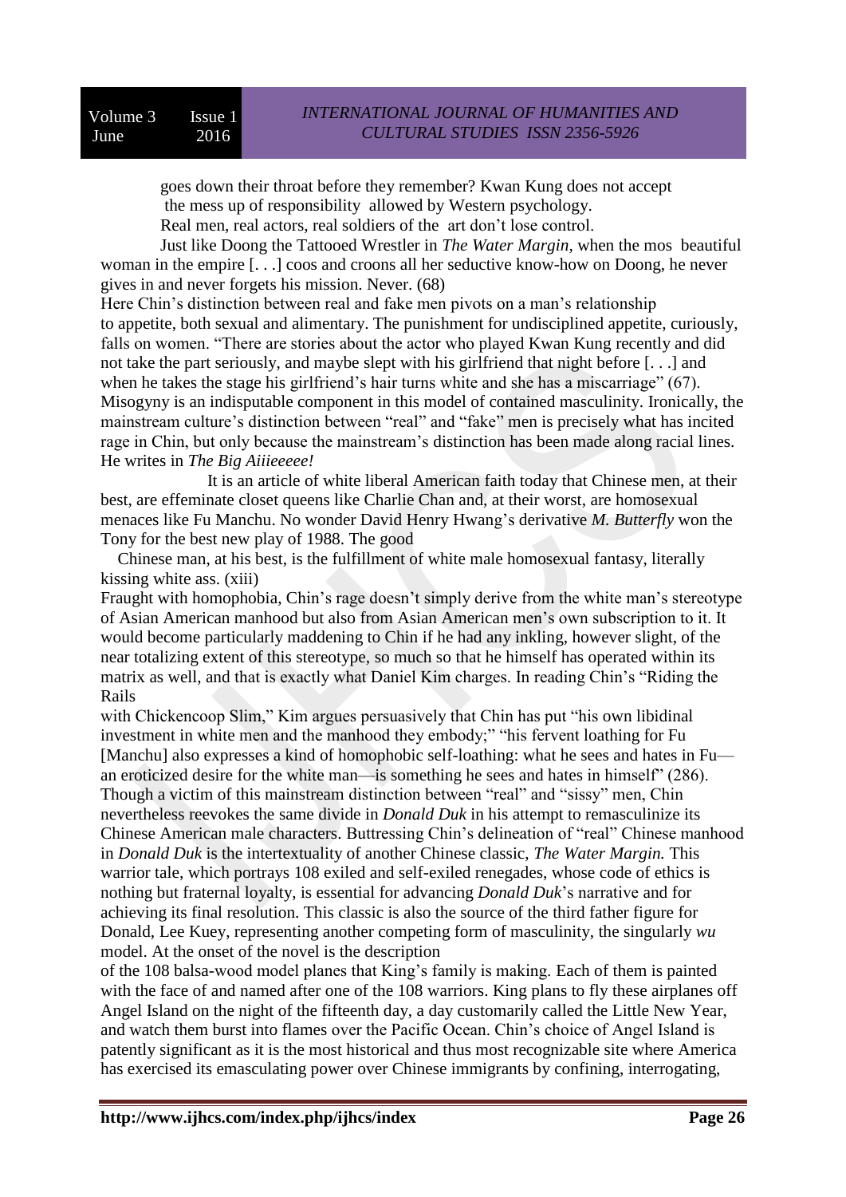goes down their throat before they remember? Kwan Kung does not accept the mess up of responsibility allowed by Western psychology.

Real men, real actors, real soldiers of the art don't lose control.

Just like Doong the Tattooed Wrestler in *The Water Margin,* when the mos beautiful woman in the empire [. . .] coos and croons all her seductive know-how on Doong, he never gives in and never forgets his mission. Never. (68)

Here Chin's distinction between real and fake men pivots on a man's relationship to appetite, both sexual and alimentary. The punishment for undisciplined appetite, curiously, falls on women. "There are stories about the actor who played Kwan Kung recently and did not take the part seriously, and maybe slept with his girlfriend that night before [. . .] and when he takes the stage his girlfriend's hair turns white and she has a miscarriage" (67). Misogyny is an indisputable component in this model of contained masculinity. Ironically, the mainstream culture's distinction between "real" and "fake" men is precisely what has incited rage in Chin, but only because the mainstream's distinction has been made along racial lines. He writes in *The Big Aiiieeeee!*

It is an article of white liberal American faith today that Chinese men, at their best, are effeminate closet queens like Charlie Chan and, at their worst, are homosexual menaces like Fu Manchu. No wonder David Henry Hwang's derivative *M. Butterfly* won the Tony for the best new play of 1988. The good Chinese man, at his best, is the fulfillment of white male homosexual fantasy, literally kissing white ass. (xiii)

Fraught with homophobia, Chin's rage doesn't simply derive from the white man's stereotype of Asian American manhood but also from Asian American men's own subscription to it. It would become particularly maddening to Chin if he had any inkling, however slight, of the near totalizing extent of this stereotype, so much so that he himself has operated within its matrix as well, and that is exactly what Daniel Kim charges. In reading Chin's "Riding the Rails with Chickencoop Slim," Kim argues persuasively that Chin has put "his own libidinal investment in white men and the manhood they embody;" "his fervent loathing for Fu [Manchu] also expresses a kind of homophobic self-loathing: what he sees and hates in Fu—an eroticized desire for the white man—is something he sees and hates in himself" (286). Though a victim of this mainstream distinction between "real" and "sissy" men, Chin nevertheless reevokes the same divide in *Donald Duk* in his attempt to remasculinize its Chinese American male characters. Buttressing Chin's delineation of "real" Chinese manhood in *Donald Duk* is the intertextuality of another Chinese classic, *The Water Margin.* This warrior tale, which portrays 108 exiled and self-exiled renegades, whose code of ethics is nothing but fraternal loyalty, is essential for advancing *Donald Duk*'s narrative and for achieving its final resolution. This classic is also the source of the third father figure for Donald, Lee Kuey, representing another competing form of masculinity, the singularly *wu* model. At the onset of the novel is the description of the 108 balsa-wood model planes that King's family is making. Each of them is painted with the face of and named after one of the 108 warriors. King plans to fly these airplanes off Angel Island on the night of the fifteenth day, a day customarily called the Little New Year, and watch them burst into flames over the Pacific Ocean. Chin's choice of Angel Island is patently significant as it is the most historical and thus most recognizable site where America has exercised its emasculating power over Chinese immigrants by confining, interrogating,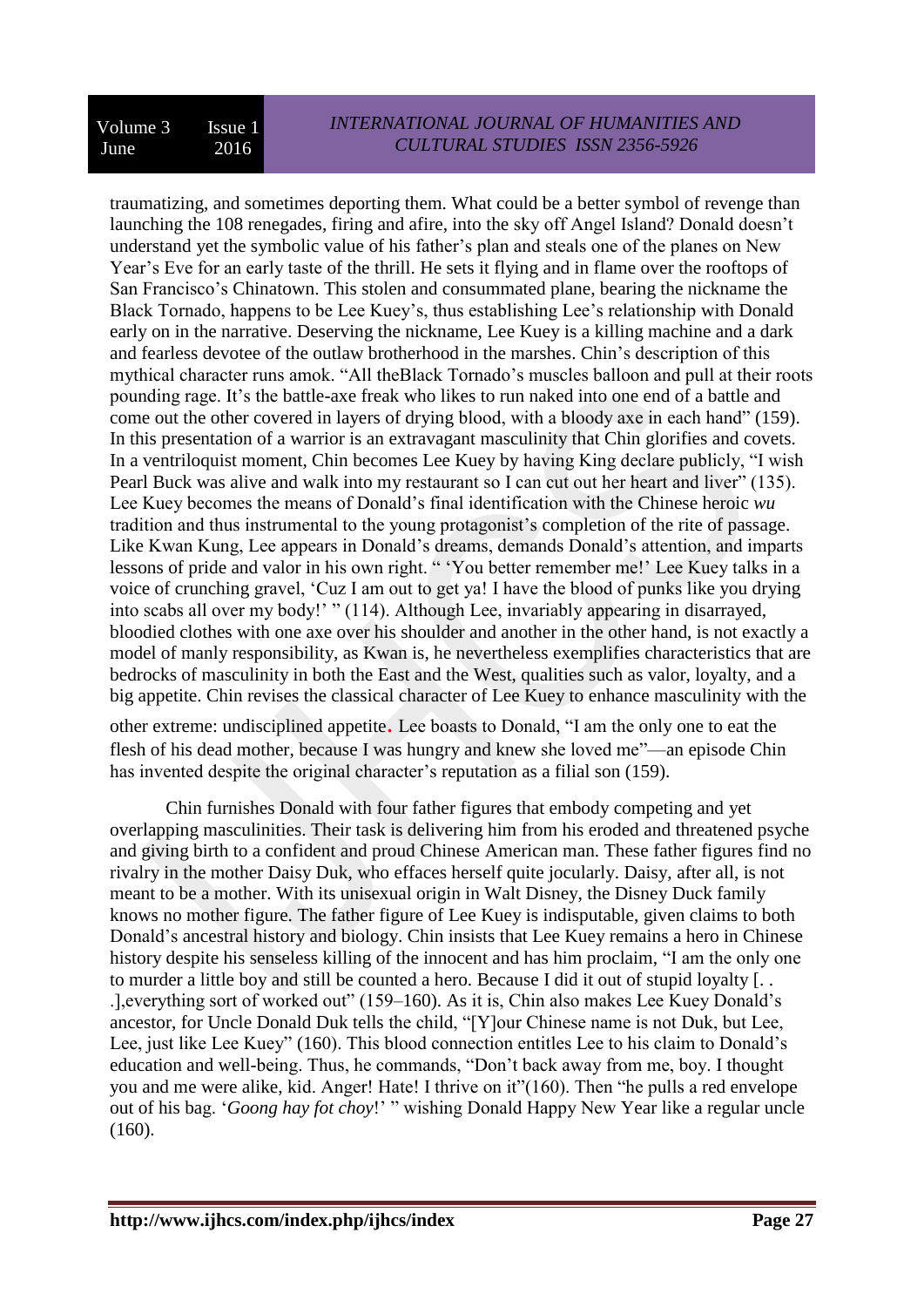traumatizing, and sometimes deporting them. What could be a better symbol of revenge than launching the 108 renegades, firing and afire, into the sky off Angel Island? Donald doesn't understand yet the symbolic value of his father's plan and steals one of the planes on New Year's Eve for an early taste of the thrill. He sets it flying and in flame over the rooftops of San Francisco's Chinatown. This stolen and consummated plane, bearing the nickname the Black Tornado, happens to be Lee Kuey's, thus establishing Lee's relationship with Donald early on in the narrative. Deserving the nickname, Lee Kuey is a killing machine and a dark and fearless devotee of the outlaw brotherhood in the marshes. Chin's description of this mythical character runs amok. "All theBlack Tornado's muscles balloon and pull at their roots pounding rage. It's the battle-axe freak who likes to run naked into one end of a battle and come out the other covered in layers of drying blood, with a bloody axe in each hand" (159). In this presentation of a warrior is an extravagant masculinity that Chin glorifies and covets. In a ventriloquist moment, Chin becomes Lee Kuey by having King declare publicly, "I wish Pearl Buck was alive and walk into my restaurant so I can cut out her heart and liver" (135). Lee Kuey becomes the means of Donald's final identification with the Chinese heroic *wu* tradition and thus instrumental to the young protagonist's completion of the rite of passage. Like Kwan Kung, Lee appears in Donald's dreams, demands Donald's attention, and imparts lessons of pride and valor in his own right. " 'You better remember me!' Lee Kuey talks in a voice of crunching gravel, 'Cuz I am out to get ya! I have the blood of punks like you drying into scabs all over my body!' " (114). Although Lee, invariably appearing in disarrayed, bloodied clothes with one axe over his shoulder and another in the other hand, is not exactly a model of manly responsibility, as Kwan is, he nevertheless exemplifies characteristics that are bedrocks of masculinity in both the East and the West, qualities such as valor, loyalty, and a big appetite. Chin revises the classical character of Lee Kuey to enhance masculinity with the other extreme: undisciplined appetite. Lee boasts to Donald, "I am the only one to eat the flesh of his dead mother, because I was hungry and knew she loved me"—an episode Chin has invented despite the original character's reputation as a filial son (159).

Chin furnishes Donald with four father figures that embody competing and yet overlapping masculinities. Their task is delivering him from his eroded and threatened psyche and giving birth to a confident and proud Chinese American man. These father figures find no rivalry in the mother Daisy Duk, who effaces herself quite jocularly. Daisy, after all, is not meant to be a mother. With its unisexual origin in Walt Disney, the Disney Duck family knows no mother figure. The father figure of Lee Kuey is indisputable, given claims to both Donald's ancestral history and biology. Chin insists that Lee Kuey remains a hero in Chinese history despite his senseless killing of the innocent and has him proclaim, "I am the only one to murder a little boy and still be counted a hero. Because I did it out of stupid loyalty [. . .],everything sort of worked out" (159–160). As it is, Chin also makes Lee Kuey Donald's ancestor, for Uncle Donald Duk tells the child, "[Y]our Chinese name is not Duk, but Lee, Lee, just like Lee Kuey" (160). This blood connection entitles Lee to his claim to Donald's education and well-being. Thus, he commands, "Don't back away from me, boy. I thought you and me were alike, kid. Anger! Hate! I thrive on it"(160). Then "he pulls a red envelope out of his bag. '*Goong hay fot choy*!' " wishing Donald Happy New Year like a regular uncle (160).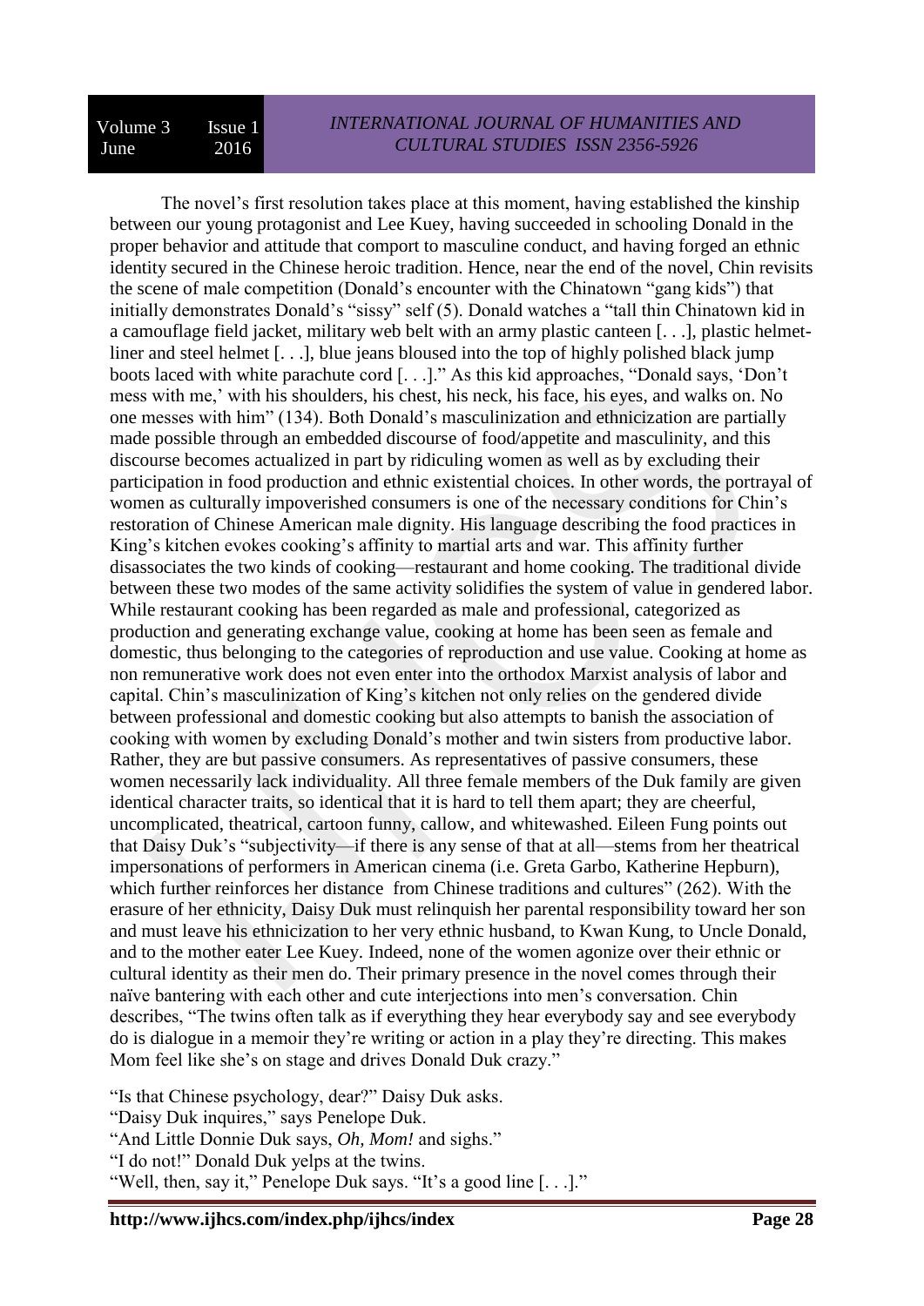The novel's first resolution takes place at this moment, having established the kinship between our young protagonist and Lee Kuey, having succeeded in schooling Donald in the proper behavior and attitude that comport to masculine conduct, and having forged an ethnic identity secured in the Chinese heroic tradition. Hence, near the end of the novel, Chin revisits the scene of male competition (Donald's encounter with the Chinatown "gang kids") that initially demonstrates Donald's "sissy" self (5). Donald watches a "tall thin Chinatown kid in a camouflage field jacket, military web belt with an army plastic canteen [. . .], plastic helmet-liner and steel helmet [. . .], blue jeans bloused into the top of highly polished black jump boots laced with white parachute cord [. . .]." As this kid approaches, "Donald says, 'Don't mess with me,' with his shoulders, his chest, his neck, his face, his eyes, and walks on. No one messes with him" (134). Both Donald's masculinization and ethnicization are partially made possible through an embedded discourse of food/appetite and masculinity, and this discourse becomes actualized in part by ridiculing women as well as by excluding their participation in food production and ethnic existential choices. In other words, the portrayal of women as culturally impoverished consumers is one of the necessary conditions for Chin's restoration of Chinese American male dignity. His language describing the food practices in King's kitchen evokes cooking's affinity to martial arts and war. This affinity further disassociates the two kinds of cooking—restaurant and home cooking. The traditional divide between these two modes of the same activity solidifies the system of value in gendered labor. While restaurant cooking has been regarded as male and professional, categorized as production and generating exchange value, cooking at home has been seen as female and domestic, thus belonging to the categories of reproduction and use value. Cooking at home as non remunerative work does not even enter into the orthodox Marxist analysis of labor and capital. Chin's masculinization of King's kitchen not only relies on the gendered divide between professional and domestic cooking but also attempts to banish the association of cooking with women by excluding Donald's mother and twin sisters from productive labor. Rather, they are but passive consumers. As representatives of passive consumers, these women necessarily lack individuality. All three female members of the Duk family are given identical character traits, so identical that it is hard to tell them apart; they are cheerful, uncomplicated, theatrical, cartoon funny, callow, and whitewashed. Eileen Fung points out that Daisy Duk's "subjectivity—if there is any sense of that at all—stems from her theatrical impersonations of performers in American cinema (i.e. Greta Garbo, Katherine Hepburn), which further reinforces her distance from Chinese traditions and cultures" (262). With the erasure of her ethnicity, Daisy Duk must relinquish her parental responsibility toward her son and must leave his ethnicization to her very ethnic husband, to Kwan Kung, to Uncle Donald, and to the mother eater Lee Kuey. Indeed, none of the women agonize over their ethnic or cultural identity as their men do. Their primary presence in the novel comes through their naïve bantering with each other and cute interjections into men's conversation. Chin describes, "The twins often talk as if everything they hear everybody say and see everybody do is dialogue in a memoir they're writing or action in a play they're directing. This makes Mom feel like she's on stage and drives Donald Duk crazy."

"Is that Chinese psychology, dear?" Daisy Duk asks.
"Daisy Duk inquires," says Penelope Duk.
"And Little Donnie Duk says, *Oh, Mom!* and sighs."
"I do not!" Donald Duk yelps at the twins.
"Well, then, say it," Penelope Duk says. "It's a good line [. . .]."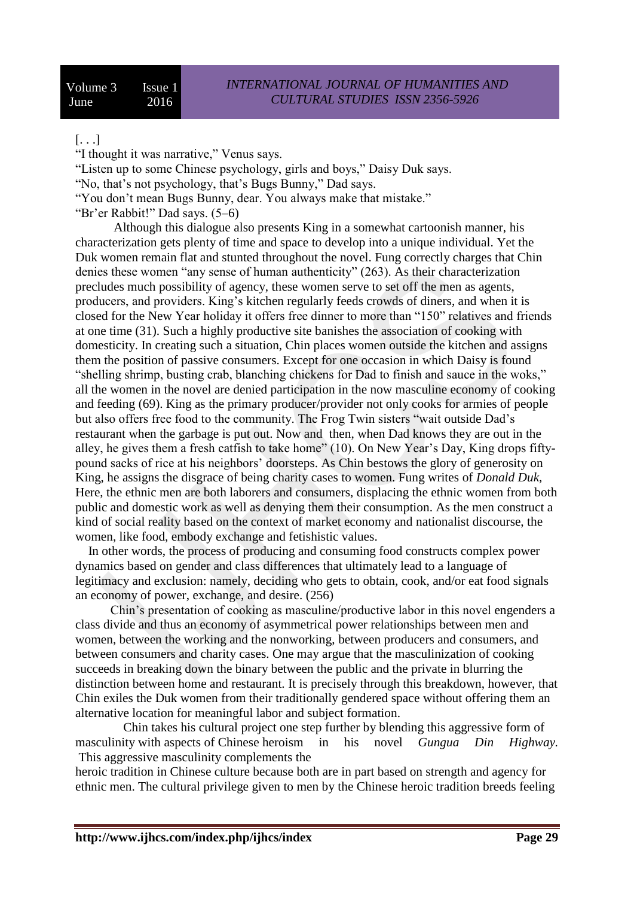[. . .]

"I thought it was narrative," Venus says.

"Listen up to some Chinese psychology, girls and boys," Daisy Duk says.

"No, that's not psychology, that's Bugs Bunny," Dad says.

"You don't mean Bugs Bunny, dear. You always make that mistake."

"Br'er Rabbit!" Dad says. (5–6)

Although this dialogue also presents King in a somewhat cartoonish manner, his characterization gets plenty of time and space to develop into a unique individual. Yet the Duk women remain flat and stunted throughout the novel. Fung correctly charges that Chin denies these women "any sense of human authenticity" (263). As their characterization precludes much possibility of agency, these women serve to set off the men as agents, producers, and providers. King's kitchen regularly feeds crowds of diners, and when it is closed for the New Year holiday it offers free dinner to more than "150" relatives and friends at one time (31). Such a highly productive site banishes the association of cooking with domesticity. In creating such a situation, Chin places women outside the kitchen and assigns them the position of passive consumers. Except for one occasion in which Daisy is found "shelling shrimp, busting crab, blanching chickens for Dad to finish and sauce in the woks," all the women in the novel are denied participation in the now masculine economy of cooking and feeding (69). King as the primary producer/provider not only cooks for armies of people but also offers free food to the community. The Frog Twin sisters "wait outside Dad's restaurant when the garbage is put out. Now and then, when Dad knows they are out in the alley, he gives them a fresh catfish to take home" (10). On New Year's Day, King drops fifty-pound sacks of rice at his neighbors' doorsteps. As Chin bestows the glory of generosity on King, he assigns the disgrace of being charity cases to women. Fung writes of *Donald Duk*,

Here, the ethnic men are both laborers and consumers, displacing the ethnic women from both public and domestic work as well as denying them their consumption. As the men construct a kind of social reality based on the context of market economy and nationalist discourse, the women, like food, embody exchange and fetishistic values.

In other words, the process of producing and consuming food constructs complex power dynamics based on gender and class differences that ultimately lead to a language of legitimacy and exclusion: namely, deciding who gets to obtain, cook, and/or eat food signals an economy of power, exchange, and desire. (256)

Chin's presentation of cooking as masculine/productive labor in this novel engenders a class divide and thus an economy of asymmetrical power relationships between men and women, between the working and the nonworking, between producers and consumers, and between consumers and charity cases. One may argue that the masculinization of cooking succeeds in breaking down the binary between the public and the private in blurring the distinction between home and restaurant. It is precisely through this breakdown, however, that Chin exiles the Duk women from their traditionally gendered space without offering them an alternative location for meaningful labor and subject formation.

Chin takes his cultural project one step further by blending this aggressive form of masculinity with aspects of Chinese heroism in his novel *Gungua Din Highway.* This aggressive masculinity complements the heroic tradition in Chinese culture because both are in part based on strength and agency for ethnic men. The cultural privilege given to men by the Chinese heroic tradition breeds feeling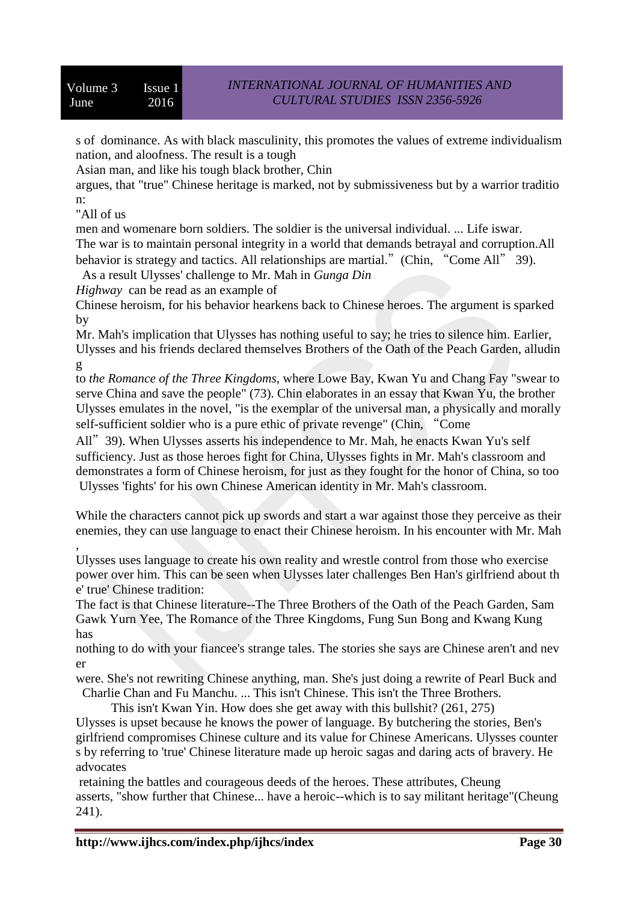s of dominance. As with black masculinity, this promotes the values of extreme individualism nation, and aloofness. The result is a tough Asian man, and like his tough black brother, Chin argues, that "true" Chinese heritage is marked, not by submissiveness but by a warrior tradition:

"All of us men and womenare born soldiers. The soldier is the universal individual. ... Life iswar. The war is to maintain personal integrity in a world that demands betrayal and corruption.All behavior is strategy and tactics. All relationships are martial." (Chin, "Come All" 39).

As a result Ulysses' challenge to Mr. Mah in *Gunga Din Highway* can be read as an example of Chinese heroism, for his behavior hearkens back to Chinese heroes. The argument is sparked by Mr. Mah's implication that Ulysses has nothing useful to say; he tries to silence him. Earlier, Ulysses and his friends declared themselves Brothers of the Oath of the Peach Garden, alluding to *the Romance of the Three Kingdoms*, where Lowe Bay, Kwan Yu and Chang Fay "swear to serve China and save the people" (73). Chin elaborates in an essay that Kwan Yu, the brother Ulysses emulates in the novel, "is the exemplar of the universal man, a physically and morally self-sufficient soldier who is a pure ethic of private revenge" (Chin, "Come All" 39). When Ulysses asserts his independence to Mr. Mah, he enacts Kwan Yu's self sufficiency. Just as those heroes fight for China, Ulysses fights in Mr. Mah's classroom and demonstrates a form of Chinese heroism, for just as they fought for the honor of China, so too Ulysses 'fights' for his own Chinese American identity in Mr. Mah's classroom.

While the characters cannot pick up swords and start a war against those they perceive as their enemies, they can use language to enact their Chinese heroism. In his encounter with Mr. Mah, Ulysses uses language to create his own reality and wrestle control from those who exercise power over him. This can be seen when Ulysses later challenges Ben Han's girlfriend about the' true' Chinese tradition:

The fact is that Chinese literature--The Three Brothers of the Oath of the Peach Garden, Sam Gawk Yurn Yee, The Romance of the Three Kingdoms, Fung Sun Bong and Kwang Kung has nothing to do with your fiancee's strange tales. The stories she says are Chinese aren't and never were. She's not rewriting Chinese anything, man. She's just doing a rewrite of Pearl Buck and Charlie Chan and Fu Manchu. ... This isn't Chinese. This isn't the Three Brothers. This isn't Kwan Yin. How does she get away with this bullshit? (261, 275)

Ulysses is upset because he knows the power of language. By butchering the stories, Ben's girlfriend compromises Chinese culture and its value for Chinese Americans. Ulysses counters by referring to 'true' Chinese literature made up heroic sagas and daring acts of bravery. He advocates retaining the battles and courageous deeds of the heroes. These attributes, Cheung asserts, "show further that Chinese... have a heroic--which is to say militant heritage"(Cheung 241).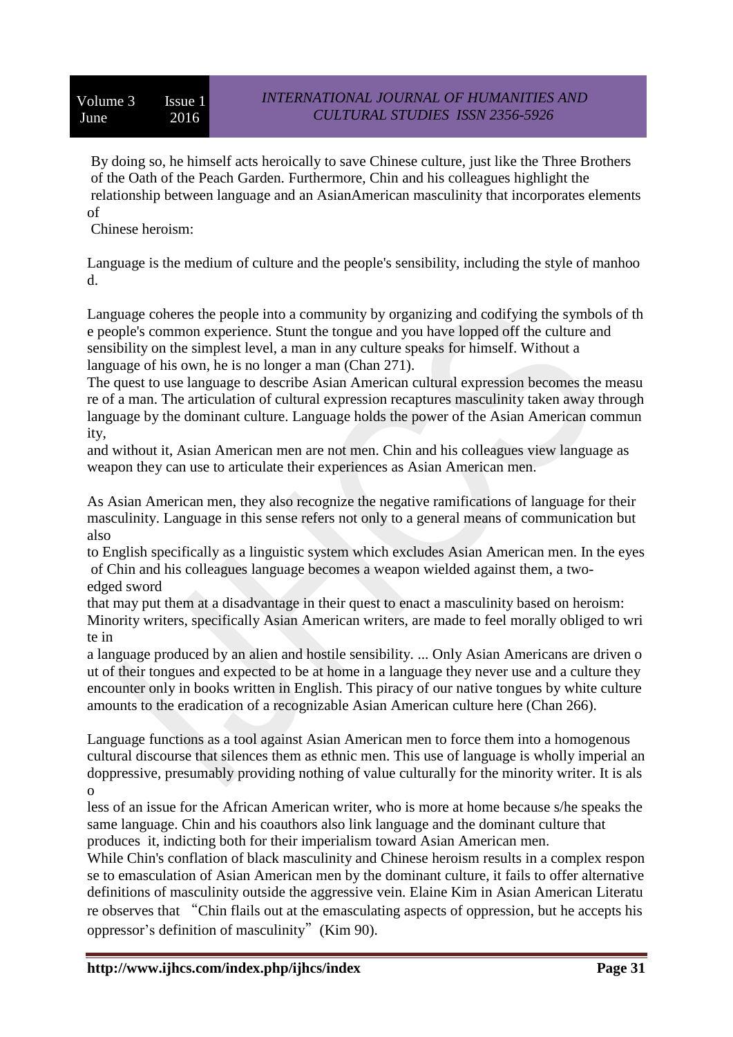By doing so, he himself acts heroically to save Chinese culture, just like the Three Brothers of the Oath of the Peach Garden. Furthermore, Chin and his colleagues highlight the relationship between language and an AsianAmerican masculinity that incorporates elements of Chinese heroism:

Language is the medium of culture and the people's sensibility, including the style of manhood.

Language coheres the people into a community by organizing and codifying the symbols of the people's common experience. Stunt the tongue and you have lopped off the culture and sensibility on the simplest level, a man in any culture speaks for himself. Without a language of his own, he is no longer a man (Chan 271).

The quest to use language to describe Asian American cultural expression becomes the measure of a man. The articulation of cultural expression recaptures masculinity taken away through language by the dominant culture. Language holds the power of the Asian American community, and without it, Asian American men are not men. Chin and his colleagues view language as weapon they can use to articulate their experiences as Asian American men.

As Asian American men, they also recognize the negative ramifications of language for their masculinity. Language in this sense refers not only to a general means of communication but also to English specifically as a linguistic system which excludes Asian American men. In the eyes of Chin and his colleagues language becomes a weapon wielded against them, a two-edged sword that may put them at a disadvantage in their quest to enact a masculinity based on heroism:

Minority writers, specifically Asian American writers, are made to feel morally obliged to write in a language produced by an alien and hostile sensibility. ... Only Asian Americans are driven out of their tongues and expected to be at home in a language they never use and a culture they encounter only in books written in English. This piracy of our native tongues by white culture amounts to the eradication of a recognizable Asian American culture here (Chan 266).

Language functions as a tool against Asian American men to force them into a homogenous cultural discourse that silences them as ethnic men. This use of language is wholly imperial and oppressive, presumably providing nothing of value culturally for the minority writer. It is also less of an issue for the African American writer, who is more at home because s/he speaks the same language. Chin and his coauthors also link language and the dominant culture that produces it, indicting both for their imperialism toward Asian American men.

While Chin's conflation of black masculinity and Chinese heroism results in a complex response to emasculation of Asian American men by the dominant culture, it fails to offer alternative definitions of masculinity outside the aggressive vein. Elaine Kim in Asian American Literature observes that "Chin flails out at the emasculating aspects of oppression, but he accepts his oppressor's definition of masculinity" (Kim 90).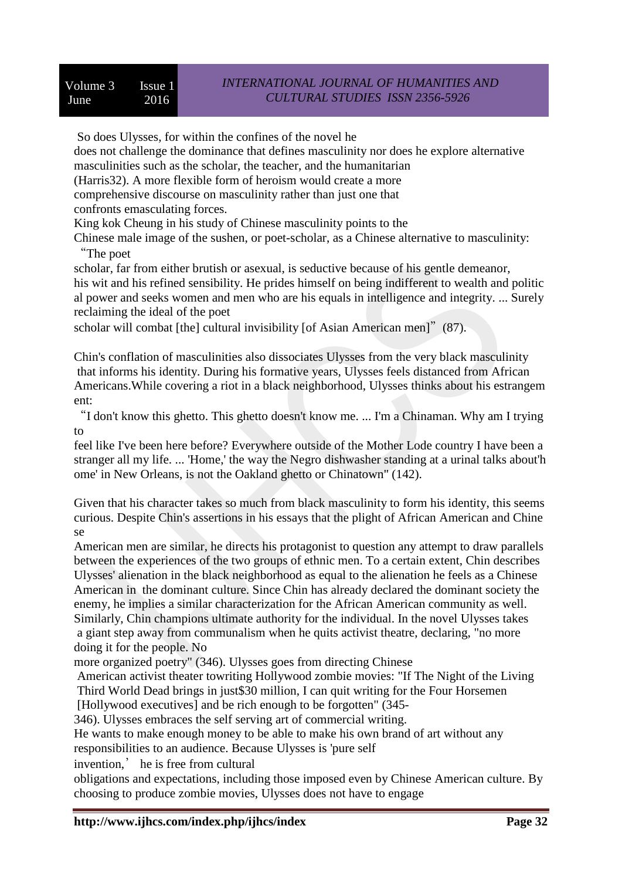So does Ulysses, for within the confines of the novel he does not challenge the dominance that defines masculinity nor does he explore alternative masculinities such as the scholar, the teacher, and the humanitarian (Harris32). A more flexible form of heroism would create a more comprehensive discourse on masculinity rather than just one that confronts emasculating forces.

King kok Cheung in his study of Chinese masculinity points to the Chinese male image of the sushen, or poet-scholar, as a Chinese alternative to masculinity: "The poet scholar, far from either brutish or asexual, is seductive because of his gentle demeanor, his wit and his refined sensibility. He prides himself on being indifferent to wealth and political power and seeks women and men who are his equals in intelligence and integrity. ... Surely reclaiming the ideal of the poet scholar will combat [the] cultural invisibility [of Asian American men]" (87).

Chin's conflation of masculinities also dissociates Ulysses from the very black masculinity that informs his identity. During his formative years, Ulysses feels distanced from African Americans.While covering a riot in a black neighborhood, Ulysses thinks about his estrangement:

"I don't know this ghetto. This ghetto doesn't know me. ... I'm a Chinaman. Why am I trying to feel like I've been here before? Everywhere outside of the Mother Lode country I have been a stranger all my life. ... 'Home,' the way the Negro dishwasher standing at a urinal talks about'home' in New Orleans, is not the Oakland ghetto or Chinatown" (142).

Given that his character takes so much from black masculinity to form his identity, this seems curious. Despite Chin's assertions in his essays that the plight of African American and Chinese American men are similar, he directs his protagonist to question any attempt to draw parallels between the experiences of the two groups of ethnic men. To a certain extent, Chin describes Ulysses' alienation in the black neighborhood as equal to the alienation he feels as a Chinese American in the dominant culture. Since Chin has already declared the dominant society the enemy, he implies a similar characterization for the African American community as well. Similarly, Chin champions ultimate authority for the individual. In the novel Ulysses takes a giant step away from communalism when he quits activist theatre, declaring, "no more doing it for the people. No more organized poetry" (346). Ulysses goes from directing Chinese American activist theater towriting Hollywood zombie movies: "If The Night of the Living Third World Dead brings in just$30 million, I can quit writing for the Four Horsemen [Hollywood executives] and be rich enough to be forgotten" (345-346). Ulysses embraces the self serving art of commercial writing.

He wants to make enough money to be able to make his own brand of art without any responsibilities to an audience. Because Ulysses is 'pure self invention,' he is free from cultural obligations and expectations, including those imposed even by Chinese American culture. By choosing to produce zombie movies, Ulysses does not have to engage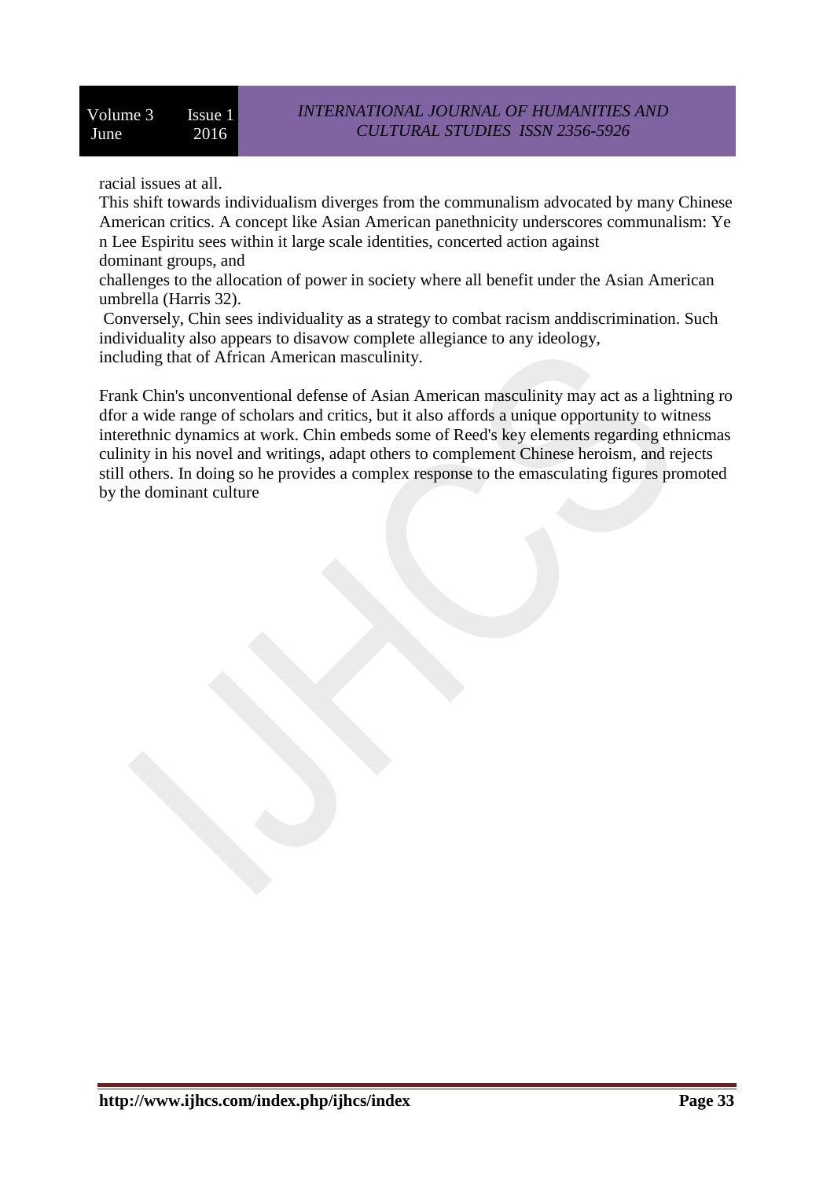racial issues at all.

This shift towards individualism diverges from the communalism advocated by many Chinese American critics. A concept like Asian American panethnicity underscores communalism: Yen Lee Espiritu sees within it large scale identities, concerted action against dominant groups, and challenges to the allocation of power in society where all benefit under the Asian American umbrella (Harris 32).

Conversely, Chin sees individuality as a strategy to combat racism anddiscrimination. Such individuality also appears to disavow complete allegiance to any ideology, including that of African American masculinity.

Frank Chin's unconventional defense of Asian American masculinity may act as a lightning rodfor a wide range of scholars and critics, but it also affords a unique opportunity to witness interethnic dynamics at work. Chin embeds some of Reed's key elements regarding ethnicmasculinity in his novel and writings, adapt others to complement Chinese heroism, and rejects still others. In doing so he provides a complex response to the emasculating figures promoted by the dominant culture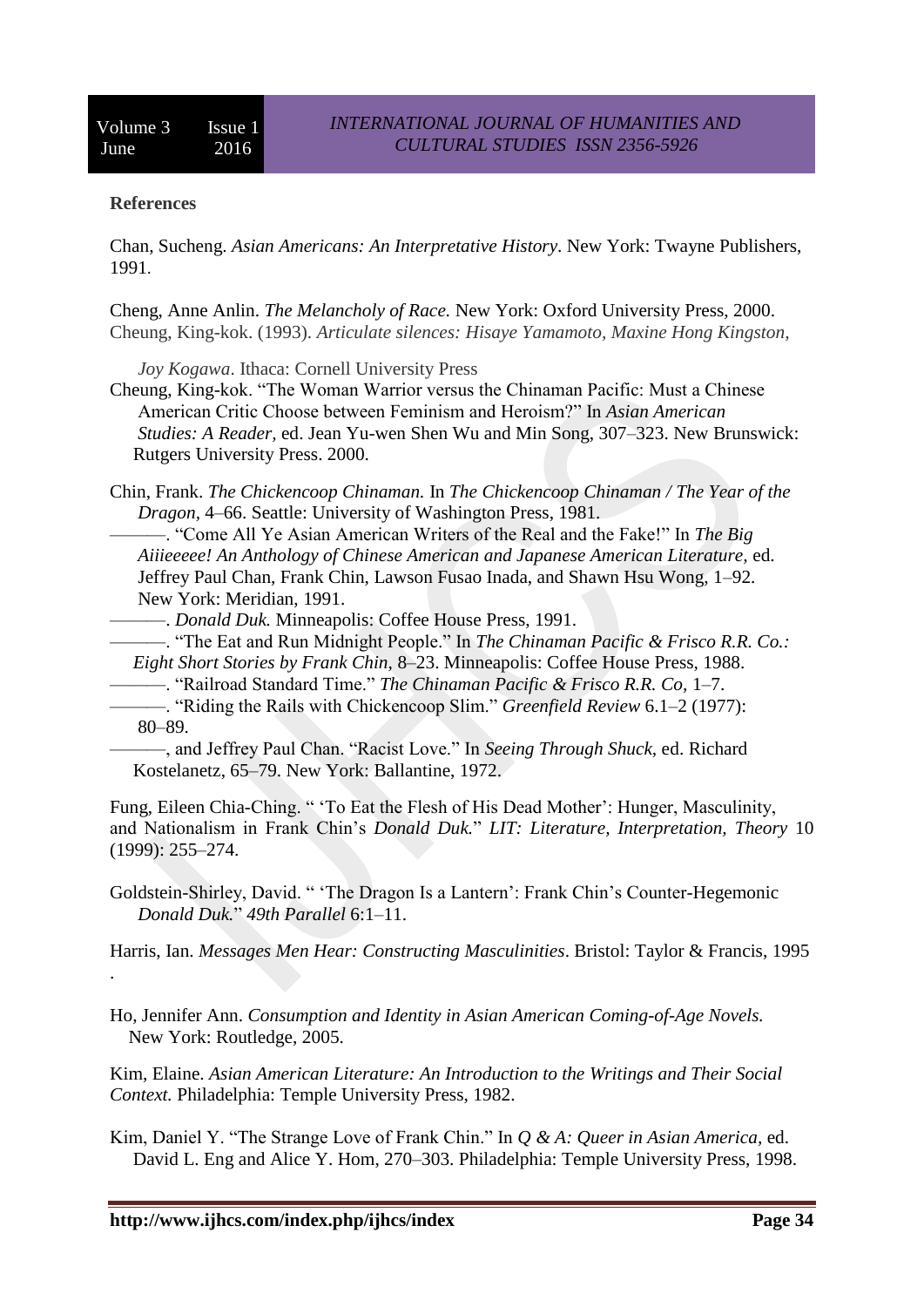**References**

Chan, Sucheng. *Asian Americans: An Interpretative History*. New York: Twayne Publishers, 1991.

Cheng, Anne Anlin. *The Melancholy of Race.* New York: Oxford University Press, 2000.

Cheung, King-kok. (1993). *Articulate silences: Hisaye Yamamoto, Maxine Hong Kingston, Joy Kogawa*. Ithaca: Cornell University Press

Cheung, King-kok. "The Woman Warrior versus the Chinaman Pacific: Must a Chinese American Critic Choose between Feminism and Heroism?" In *Asian American Studies: A Reader*, ed. Jean Yu-wen Shen Wu and Min Song, 307–323. New Brunswick: Rutgers University Press. 2000.

Chin, Frank. *The Chickencoop Chinaman.* In *The Chickencoop Chinaman / The Year of the Dragon,* 4–66. Seattle: University of Washington Press, 1981.

———. "Come All Ye Asian American Writers of the Real and the Fake!" In *The Big Aiiieeeee! An Anthology of Chinese American and Japanese American Literature,* ed. Jeffrey Paul Chan, Frank Chin, Lawson Fusao Inada, and Shawn Hsu Wong, 1–92. New York: Meridian, 1991.

———. *Donald Duk.* Minneapolis: Coffee House Press, 1991.

———. "The Eat and Run Midnight People." In *The Chinaman Pacific & Frisco R.R. Co.: Eight Short Stories by Frank Chin,* 8–23. Minneapolis: Coffee House Press, 1988.

———. "Railroad Standard Time." *The Chinaman Pacific & Frisco R.R. Co,* 1–7.

———. "Riding the Rails with Chickencoop Slim." *Greenfield Review* 6.1–2 (1977): 80–89.

———, and Jeffrey Paul Chan. "Racist Love." In *Seeing Through Shuck,* ed. Richard Kostelanetz, 65–79. New York: Ballantine, 1972.

Fung, Eileen Chia-Ching. " 'To Eat the Flesh of His Dead Mother': Hunger, Masculinity, and Nationalism in Frank Chin's *Donald Duk.*" *LIT: Literature, Interpretation, Theory* 10 (1999): 255–274.

Goldstein-Shirley, David. " 'The Dragon Is a Lantern': Frank Chin's Counter-Hegemonic *Donald Duk.*" *49th Parallel* 6:1–11.

Harris, Ian. *Messages Men Hear: Constructing Masculinities*. Bristol: Taylor & Francis, 1995 .

Ho, Jennifer Ann. *Consumption and Identity in Asian American Coming-of-Age Novels.* New York: Routledge, 2005.

Kim, Elaine. *Asian American Literature: An Introduction to the Writings and Their Social Context.* Philadelphia: Temple University Press, 1982.

Kim, Daniel Y. "The Strange Love of Frank Chin." In *Q & A: Queer in Asian America,* ed. David L. Eng and Alice Y. Hom, 270–303. Philadelphia: Temple University Press, 1998.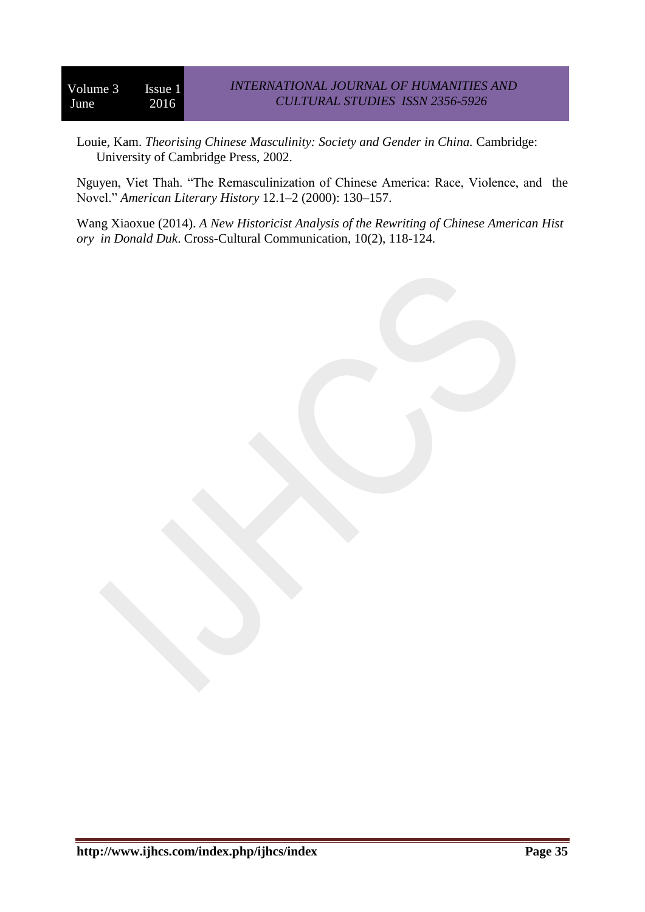Louie, Kam. *Theorising Chinese Masculinity: Society and Gender in China.* Cambridge: University of Cambridge Press, 2002.

Nguyen, Viet Thah. "The Remasculinization of Chinese America: Race, Violence, and the Novel." *American Literary History* 12.1–2 (2000): 130–157.

Wang Xiaoxue (2014). *A New Historicist Analysis of the Rewriting of Chinese American Hist ory in Donald Duk*. Cross-Cultural Communication, 10(2), 118-124.